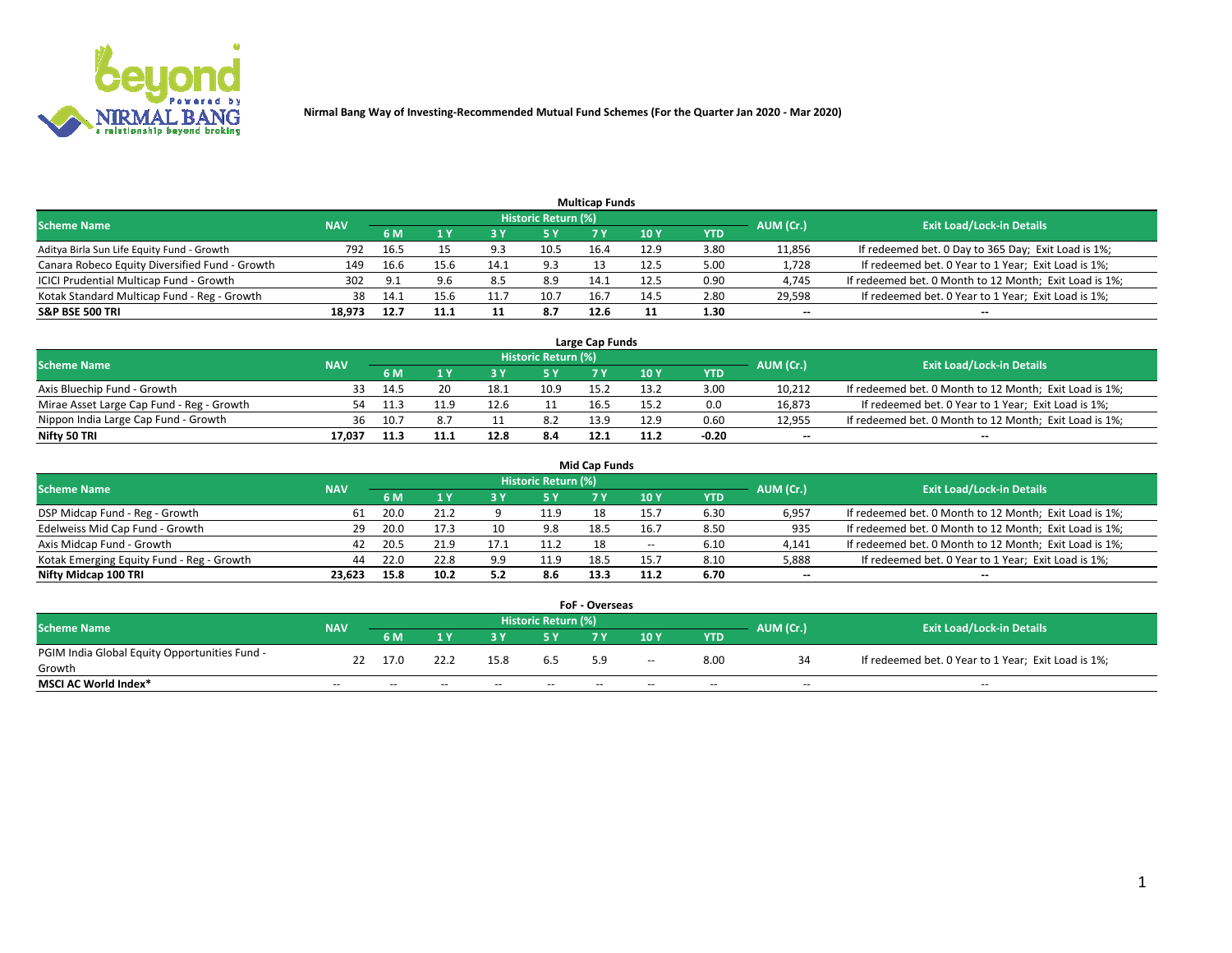# Nirmal Bang Way of Investing-Recommended Mutual Fund Schemes (For the Quarter Jan 2020 - Mar 2020)

## Multicap Funds

| Scheme Name | NAV | Historic Return (%) | | | | | | | AUM (Cr.) | Exit Load/Lock-in Details |
|---|---|---|---|---|---|---|---|---|---|---|
| | | 6 M | 1 Y | 3 Y | 5 Y | 7 Y | 10 Y | YTD | | |
| Aditya Birla Sun Life Equity Fund - Growth | 792 | 16.5 | 15 | 9.3 | 10.5 | 16.4 | 12.9 | 3.80 | 11,856 | If redeemed bet. 0 Day to 365 Day; Exit Load is 1%; |
| Canara Robeco Equity Diversified Fund - Growth | 149 | 16.6 | 15.6 | 14.1 | 9.3 | 13 | 12.5 | 5.00 | 1,728 | If redeemed bet. 0 Year to 1 Year; Exit Load is 1%; |
| ICICI Prudential Multicap Fund - Growth | 302 | 9.1 | 9.6 | 8.5 | 8.9 | 14.1 | 12.5 | 0.90 | 4,745 | If redeemed bet. 0 Month to 12 Month; Exit Load is 1%; |
| Kotak Standard Multicap Fund - Reg - Growth | 38 | 14.1 | 15.6 | 11.7 | 10.7 | 16.7 | 14.5 | 2.80 | 29,598 | If redeemed bet. 0 Year to 1 Year; Exit Load is 1%; |
| **S&P BSE 500 TRI** | **18,973** | **12.7** | **11.1** | **11** | **8.7** | **12.6** | **11** | **1.30** | -- | -- |

## Large Cap Funds

| Scheme Name | NAV | Historic Return (%) | | | | | | | AUM (Cr.) | Exit Load/Lock-in Details |
|---|---|---|---|---|---|---|---|---|---|---|
| | | 6 M | 1 Y | 3 Y | 5 Y | 7 Y | 10 Y | YTD | | |
| Axis Bluechip Fund - Growth | 33 | 14.5 | 20 | 18.1 | 10.9 | 15.2 | 13.2 | 3.00 | 10,212 | If redeemed bet. 0 Month to 12 Month; Exit Load is 1%; |
| Mirae Asset Large Cap Fund - Reg - Growth | 54 | 11.3 | 11.9 | 12.6 | 11 | 16.5 | 15.2 | 0.0 | 16,873 | If redeemed bet. 0 Year to 1 Year; Exit Load is 1%; |
| Nippon India Large Cap Fund - Growth | 36 | 10.7 | 8.7 | 11 | 8.2 | 13.9 | 12.9 | 0.60 | 12,955 | If redeemed bet. 0 Month to 12 Month; Exit Load is 1%; |
| **Nifty 50 TRI** | **17,037** | **11.3** | **11.1** | **12.8** | **8.4** | **12.1** | **11.2** | **-0.20** | -- | -- |

## Mid Cap Funds

| Scheme Name | NAV | Historic Return (%) | | | | | | | AUM (Cr.) | Exit Load/Lock-in Details |
|---|---|---|---|---|---|---|---|---|---|---|
| | | 6 M | 1 Y | 3 Y | 5 Y | 7 Y | 10 Y | YTD | | |
| DSP Midcap Fund - Reg - Growth | 61 | 20.0 | 21.2 | 9 | 11.9 | 18 | 15.7 | 6.30 | 6,957 | If redeemed bet. 0 Month to 12 Month; Exit Load is 1%; |
| Edelweiss Mid Cap Fund - Growth | 29 | 20.0 | 17.3 | 10 | 9.8 | 18.5 | 16.7 | 8.50 | 935 | If redeemed bet. 0 Month to 12 Month; Exit Load is 1%; |
| Axis Midcap Fund - Growth | 42 | 20.5 | 21.9 | 17.1 | 11.2 | 18 | -- | 6.10 | 4,141 | If redeemed bet. 0 Month to 12 Month; Exit Load is 1%; |
| Kotak Emerging Equity Fund - Reg - Growth | 44 | 22.0 | 22.8 | 9.9 | 11.9 | 18.5 | 15.7 | 8.10 | 5,888 | If redeemed bet. 0 Year to 1 Year; Exit Load is 1%; |
| **Nifty Midcap 100 TRI** | **23,623** | **15.8** | **10.2** | **5.2** | **8.6** | **13.3** | **11.2** | **6.70** | -- | -- |

## FoF - Overseas

| Scheme Name | NAV | Historic Return (%) | | | | | | | AUM (Cr.) | Exit Load/Lock-in Details |
|---|---|---|---|---|---|---|---|---|---|---|
| | | 6 M | 1 Y | 3 Y | 5 Y | 7 Y | 10 Y | YTD | | |
| PGIM India Global Equity Opportunities Fund - Growth | 22 | 17.0 | 22.2 | 15.8 | 6.5 | 5.9 | -- | 8.00 | 34 | If redeemed bet. 0 Year to 1 Year; Exit Load is 1%; |
| **MSCI AC World Index*** | -- | -- | -- | -- | -- | -- | -- | -- | -- | -- |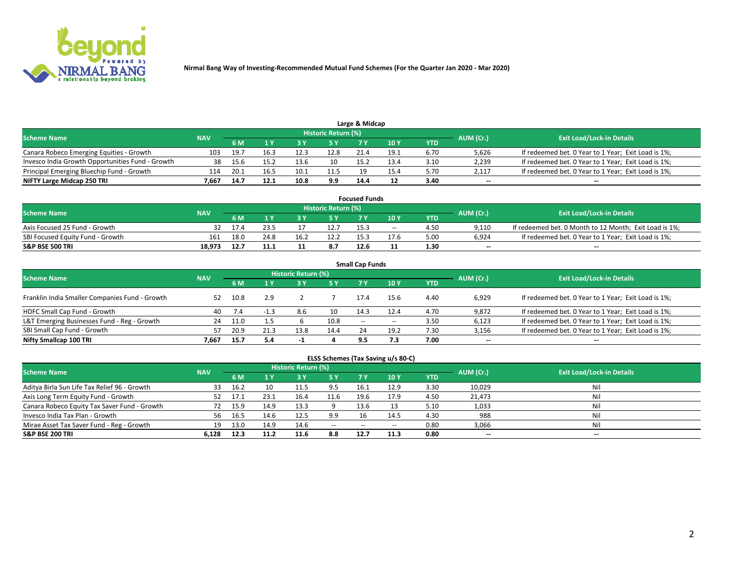# Nirmal Bang Way of Investing-Recommended Mutual Fund Schemes (For the Quarter Jan 2020 - Mar 2020)

## Large & Midcap

| Scheme Name | NAV | Historic Return (%) | | | | | | | AUM (Cr.) | Exit Load/Lock-in Details |
|---|---|---|---|---|---|---|---|---|---|---|
| | | 6 M | 1 Y | 3 Y | 5 Y | 7 Y | 10 Y | YTD | | |
| Canara Robeco Emerging Equities - Growth | 103 | 19.7 | 16.3 | 12.3 | 12.8 | 21.4 | 19.1 | 6.70 | 5,626 | If redeemed bet. 0 Year to 1 Year; Exit Load is 1%; |
| Invesco India Growth Opportunities Fund - Growth | 38 | 15.6 | 15.2 | 13.6 | 10 | 15.2 | 13.4 | 3.10 | 2,239 | If redeemed bet. 0 Year to 1 Year; Exit Load is 1%; |
| Principal Emerging Bluechip Fund - Growth | 114 | 20.1 | 16.5 | 10.1 | 11.5 | 19 | 15.4 | 5.70 | 2,117 | If redeemed bet. 0 Year to 1 Year; Exit Load is 1%; |
| **NIFTY Large Midcap 250 TRI** | **7,667** | **14.7** | **12.1** | **10.8** | **9.9** | **14.4** | **12** | **3.40** | -- | -- |

## Focused Funds

| Scheme Name | NAV | Historic Return (%) | | | | | | | AUM (Cr.) | Exit Load/Lock-in Details |
|---|---|---|---|---|---|---|---|---|---|---|
| | | 6 M | 1 Y | 3 Y | 5 Y | 7 Y | 10 Y | YTD | | |
| Axis Focused 25 Fund - Growth | 32 | 17.4 | 23.5 | 17 | 12.7 | 15.3 | -- | 4.50 | 9,110 | If redeemed bet. 0 Month to 12 Month; Exit Load is 1%; |
| SBI Focused Equity Fund - Growth | 161 | 18.0 | 24.8 | 16.2 | 12.2 | 15.3 | 17.6 | 5.00 | 6,924 | If redeemed bet. 0 Year to 1 Year; Exit Load is 1%; |
| **S&P BSE 500 TRI** | **18,973** | **12.7** | **11.1** | **11** | **8.7** | **12.6** | **11** | **1.30** | -- | -- |

## Small Cap Funds

| Scheme Name | NAV | Historic Return (%) | | | | | | | AUM (Cr.) | Exit Load/Lock-in Details |
|---|---|---|---|---|---|---|---|---|---|---|
| | | 6 M | 1 Y | 3 Y | 5 Y | 7 Y | 10 Y | YTD | | |
| Franklin India Smaller Companies Fund - Growth | 52 | 10.8 | 2.9 | 2 | 7 | 17.4 | 15.6 | 4.40 | 6,929 | If redeemed bet. 0 Year to 1 Year; Exit Load is 1%; |
| HDFC Small Cap Fund - Growth | 40 | 7.4 | -1.3 | 8.6 | 10 | 14.3 | 12.4 | 4.70 | 9,872 | If redeemed bet. 0 Year to 1 Year; Exit Load is 1%; |
| L&T Emerging Businesses Fund - Reg - Growth | 24 | 11.0 | 1.5 | 6 | 10.8 | -- | -- | 3.50 | 6,123 | If redeemed bet. 0 Year to 1 Year; Exit Load is 1%; |
| SBI Small Cap Fund - Growth | 57 | 20.9 | 21.3 | 13.8 | 14.4 | 24 | 19.2 | 7.30 | 3,156 | If redeemed bet. 0 Year to 1 Year; Exit Load is 1%; |
| **Nifty Smallcap 100 TRI** | **7,667** | **15.7** | **5.4** | **-1** | **4** | **9.5** | **7.3** | **7.00** | -- | -- |

## ELSS Schemes (Tax Saving u/s 80-C)

| Scheme Name | NAV | Historic Return (%) | | | | | | | AUM (Cr.) | Exit Load/Lock-in Details |
|---|---|---|---|---|---|---|---|---|---|---|
| | | 6 M | 1 Y | 3 Y | 5 Y | 7 Y | 10 Y | YTD | | |
| Aditya Birla Sun Life Tax Relief 96 - Growth | 33 | 16.2 | 10 | 11.5 | 9.5 | 16.1 | 12.9 | 3.30 | 10,029 | Nil |
| Axis Long Term Equity Fund - Growth | 52 | 17.1 | 23.1 | 16.4 | 11.6 | 19.6 | 17.9 | 4.50 | 21,473 | Nil |
| Canara Robeco Equity Tax Saver Fund - Growth | 72 | 15.9 | 14.9 | 13.3 | 9 | 13.6 | 13 | 5.10 | 1,033 | Nil |
| Invesco India Tax Plan - Growth | 56 | 16.5 | 14.6 | 12.5 | 9.9 | 16 | 14.5 | 4.30 | 988 | Nil |
| Mirae Asset Tax Saver Fund - Reg - Growth | 19 | 13.0 | 14.9 | 14.6 | -- | -- | -- | 0.80 | 3,066 | Nil |
| **S&P BSE 200 TRI** | **6,128** | **12.3** | **11.2** | **11.6** | **8.8** | **12.7** | **11.3** | **0.80** | -- | -- |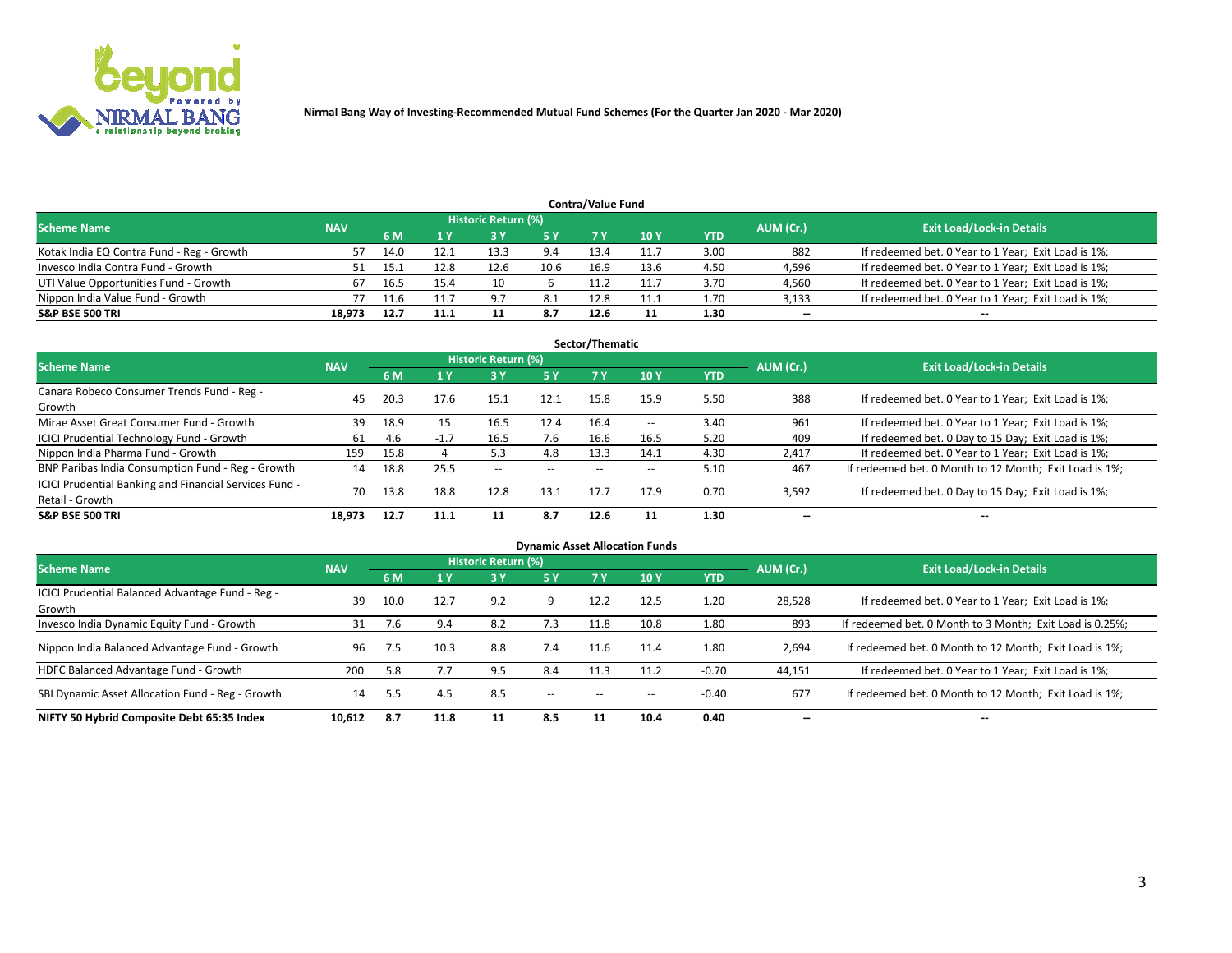Nirmal Bang Way of Investing-Recommended Mutual Fund Schemes (For the Quarter Jan 2020 - Mar 2020)

## Contra/Value Fund

| Scheme Name | NAV | Historic Return (%) | | | | | | | AUM (Cr.) | Exit Load/Lock-in Details |
|---|---|---|---|---|---|---|---|---|---|---|
| | | 6 M | 1 Y | 3 Y | 5 Y | 7 Y | 10 Y | YTD | | |
| Kotak India EQ Contra Fund - Reg - Growth | 57 | 14.0 | 12.1 | 13.3 | 9.4 | 13.4 | 11.7 | 3.00 | 882 | If redeemed bet. 0 Year to 1 Year; Exit Load is 1%; |
| Invesco India Contra Fund - Growth | 51 | 15.1 | 12.8 | 12.6 | 10.6 | 16.9 | 13.6 | 4.50 | 4,596 | If redeemed bet. 0 Year to 1 Year; Exit Load is 1%; |
| UTI Value Opportunities Fund - Growth | 67 | 16.5 | 15.4 | 10 | 6 | 11.2 | 11.7 | 3.70 | 4,560 | If redeemed bet. 0 Year to 1 Year; Exit Load is 1%; |
| Nippon India Value Fund - Growth | 77 | 11.6 | 11.7 | 9.7 | 8.1 | 12.8 | 11.1 | 1.70 | 3,133 | If redeemed bet. 0 Year to 1 Year; Exit Load is 1%; |
| **S&P BSE 500 TRI** | **18,973** | **12.7** | **11.1** | **11** | **8.7** | **12.6** | **11** | **1.30** | **--** | **--** |

## Sector/Thematic

| Scheme Name | NAV | Historic Return (%) | | | | | | | AUM (Cr.) | Exit Load/Lock-in Details |
|---|---|---|---|---|---|---|---|---|---|---|
| | | 6 M | 1 Y | 3 Y | 5 Y | 7 Y | 10 Y | YTD | | |
| Canara Robeco Consumer Trends Fund - Reg - Growth | 45 | 20.3 | 17.6 | 15.1 | 12.1 | 15.8 | 15.9 | 5.50 | 388 | If redeemed bet. 0 Year to 1 Year; Exit Load is 1%; |
| Mirae Asset Great Consumer Fund - Growth | 39 | 18.9 | 15 | 16.5 | 12.4 | 16.4 | -- | 3.40 | 961 | If redeemed bet. 0 Year to 1 Year; Exit Load is 1%; |
| ICICI Prudential Technology Fund - Growth | 61 | 4.6 | -1.7 | 16.5 | 7.6 | 16.6 | 16.5 | 5.20 | 409 | If redeemed bet. 0 Day to 15 Day; Exit Load is 1%; |
| Nippon India Pharma Fund - Growth | 159 | 15.8 | 4 | 5.3 | 4.8 | 13.3 | 14.1 | 4.30 | 2,417 | If redeemed bet. 0 Year to 1 Year; Exit Load is 1%; |
| BNP Paribas India Consumption Fund - Reg - Growth | 14 | 18.8 | 25.5 | -- | -- | -- | -- | 5.10 | 467 | If redeemed bet. 0 Month to 12 Month; Exit Load is 1%; |
| ICICI Prudential Banking and Financial Services Fund - Retail - Growth | 70 | 13.8 | 18.8 | 12.8 | 13.1 | 17.7 | 17.9 | 0.70 | 3,592 | If redeemed bet. 0 Day to 15 Day; Exit Load is 1%; |
| **S&P BSE 500 TRI** | **18,973** | **12.7** | **11.1** | **11** | **8.7** | **12.6** | **11** | **1.30** | **--** | **--** |

## Dynamic Asset Allocation Funds

| Scheme Name | NAV | Historic Return (%) | | | | | | | AUM (Cr.) | Exit Load/Lock-in Details |
|---|---|---|---|---|---|---|---|---|---|---|
| | | 6 M | 1 Y | 3 Y | 5 Y | 7 Y | 10 Y | YTD | | |
| ICICI Prudential Balanced Advantage Fund - Reg - Growth | 39 | 10.0 | 12.7 | 9.2 | 9 | 12.2 | 12.5 | 1.20 | 28,528 | If redeemed bet. 0 Year to 1 Year; Exit Load is 1%; |
| Invesco India Dynamic Equity Fund - Growth | 31 | 7.6 | 9.4 | 8.2 | 7.3 | 11.8 | 10.8 | 1.80 | 893 | If redeemed bet. 0 Month to 3 Month; Exit Load is 0.25%; |
| Nippon India Balanced Advantage Fund - Growth | 96 | 7.5 | 10.3 | 8.8 | 7.4 | 11.6 | 11.4 | 1.80 | 2,694 | If redeemed bet. 0 Month to 12 Month; Exit Load is 1%; |
| HDFC Balanced Advantage Fund - Growth | 200 | 5.8 | 7.7 | 9.5 | 8.4 | 11.3 | 11.2 | -0.70 | 44,151 | If redeemed bet. 0 Year to 1 Year; Exit Load is 1%; |
| SBI Dynamic Asset Allocation Fund - Reg - Growth | 14 | 5.5 | 4.5 | 8.5 | -- | -- | -- | -0.40 | 677 | If redeemed bet. 0 Month to 12 Month; Exit Load is 1%; |
| **NIFTY 50 Hybrid Composite Debt 65:35 Index** | **10,612** | **8.7** | **11.8** | **11** | **8.5** | **11** | **10.4** | **0.40** | **--** | **--** |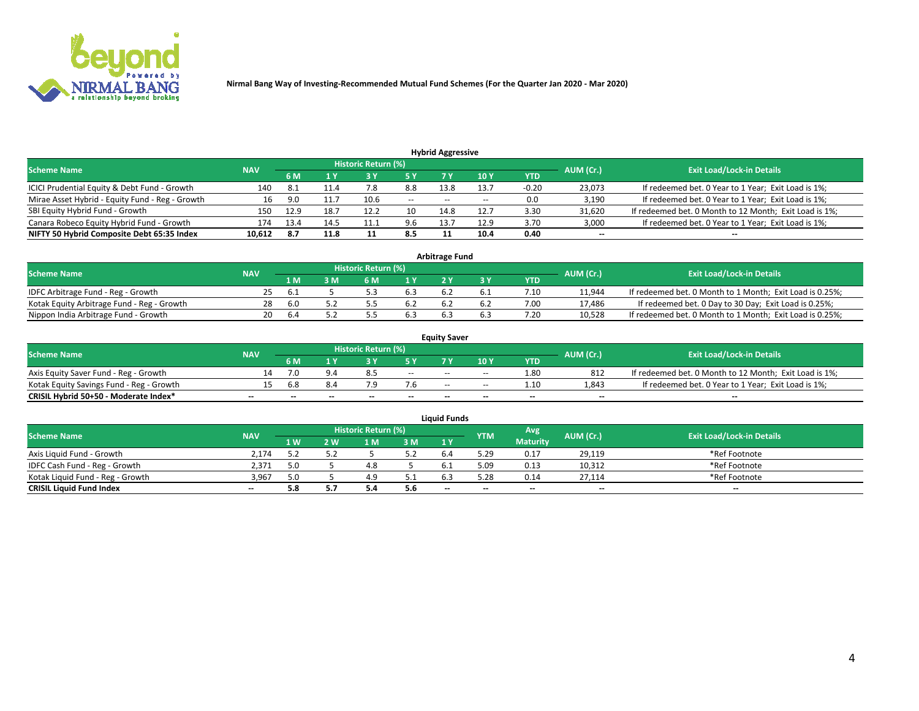Nirmal Bang Way of Investing-Recommended Mutual Fund Schemes (For the Quarter Jan 2020 - Mar 2020)

## Hybrid Aggressive

| Scheme Name | NAV | Historic Return (%) | | | | | | | AUM (Cr.) | Exit Load/Lock-in Details |
|---|---|---|---|---|---|---|---|---|---|---|
| | | 6 M | 1 Y | 3 Y | 5 Y | 7 Y | 10 Y | YTD | | |
| ICICI Prudential Equity & Debt Fund - Growth | 140 | 8.1 | 11.4 | 7.8 | 8.8 | 13.8 | 13.7 | -0.20 | 23,073 | If redeemed bet. 0 Year to 1 Year; Exit Load is 1%; |
| Mirae Asset Hybrid - Equity Fund - Reg - Growth | 16 | 9.0 | 11.7 | 10.6 | -- | -- | -- | 0.0 | 3,190 | If redeemed bet. 0 Year to 1 Year; Exit Load is 1%; |
| SBI Equity Hybrid Fund - Growth | 150 | 12.9 | 18.7 | 12.2 | 10 | 14.8 | 12.7 | 3.30 | 31,620 | If redeemed bet. 0 Month to 12 Month; Exit Load is 1%; |
| Canara Robeco Equity Hybrid Fund - Growth | 174 | 13.4 | 14.5 | 11.1 | 9.6 | 13.7 | 12.9 | 3.70 | 3,000 | If redeemed bet. 0 Year to 1 Year; Exit Load is 1%; |
| **NIFTY 50 Hybrid Composite Debt 65:35 Index** | **10,612** | **8.7** | **11.8** | **11** | **8.5** | **11** | **10.4** | **0.40** | **--** | **--** |

## Arbitrage Fund

| Scheme Name | NAV | Historic Return (%) | | | | | | | AUM (Cr.) | Exit Load/Lock-in Details |
|---|---|---|---|---|---|---|---|---|---|---|
| | | 1 M | 3 M | 6 M | 1 Y | 2 Y | 3 Y | YTD | | |
| IDFC Arbitrage Fund - Reg - Growth | 25 | 6.1 | 5 | 5.3 | 6.3 | 6.2 | 6.1 | 7.10 | 11,944 | If redeemed bet. 0 Month to 1 Month; Exit Load is 0.25%; |
| Kotak Equity Arbitrage Fund - Reg - Growth | 28 | 6.0 | 5.2 | 5.5 | 6.2 | 6.2 | 6.2 | 7.00 | 17,486 | If redeemed bet. 0 Day to 30 Day; Exit Load is 0.25%; |
| Nippon India Arbitrage Fund - Growth | 20 | 6.4 | 5.2 | 5.5 | 6.3 | 6.3 | 6.3 | 7.20 | 10,528 | If redeemed bet. 0 Month to 1 Month; Exit Load is 0.25%; |

## Equity Saver

| Scheme Name | NAV | Historic Return (%) | | | | | | | AUM (Cr.) | Exit Load/Lock-in Details |
|---|---|---|---|---|---|---|---|---|---|---|
| | | 6 M | 1 Y | 3 Y | 5 Y | 7 Y | 10 Y | YTD | | |
| Axis Equity Saver Fund - Reg - Growth | 14 | 7.0 | 9.4 | 8.5 | -- | -- | -- | 1.80 | 812 | If redeemed bet. 0 Month to 12 Month; Exit Load is 1%; |
| Kotak Equity Savings Fund - Reg - Growth | 15 | 6.8 | 8.4 | 7.9 | 7.6 | -- | -- | 1.10 | 1,843 | If redeemed bet. 0 Year to 1 Year; Exit Load is 1%; |
| **CRISIL Hybrid 50+50 - Moderate Index*** | **--** | **--** | **--** | **--** | **--** | **--** | **--** | **--** | **--** | **--** |

## Liquid Funds

| Scheme Name | NAV | Historic Return (%) | | | | | YTM | Avg Maturity | AUM (Cr.) | Exit Load/Lock-in Details |
|---|---|---|---|---|---|---|---|---|---|---|
| | | 1 W | 2 W | 1 M | 3 M | 1 Y | | | | |
| Axis Liquid Fund - Growth | 2,174 | 5.2 | 5.2 | 5 | 5.2 | 6.4 | 5.29 | 0.17 | 29,119 | *Ref Footnote |
| IDFC Cash Fund - Reg - Growth | 2,371 | 5.0 | 5 | 4.8 | 5 | 6.1 | 5.09 | 0.13 | 10,312 | *Ref Footnote |
| Kotak Liquid Fund - Reg - Growth | 3,967 | 5.0 | 5 | 4.9 | 5.1 | 6.3 | 5.28 | 0.14 | 27,114 | *Ref Footnote |
| **CRISIL Liquid Fund Index** | **--** | **5.8** | **5.7** | **5.4** | **5.6** | **--** | **--** | **--** | **--** | **--** |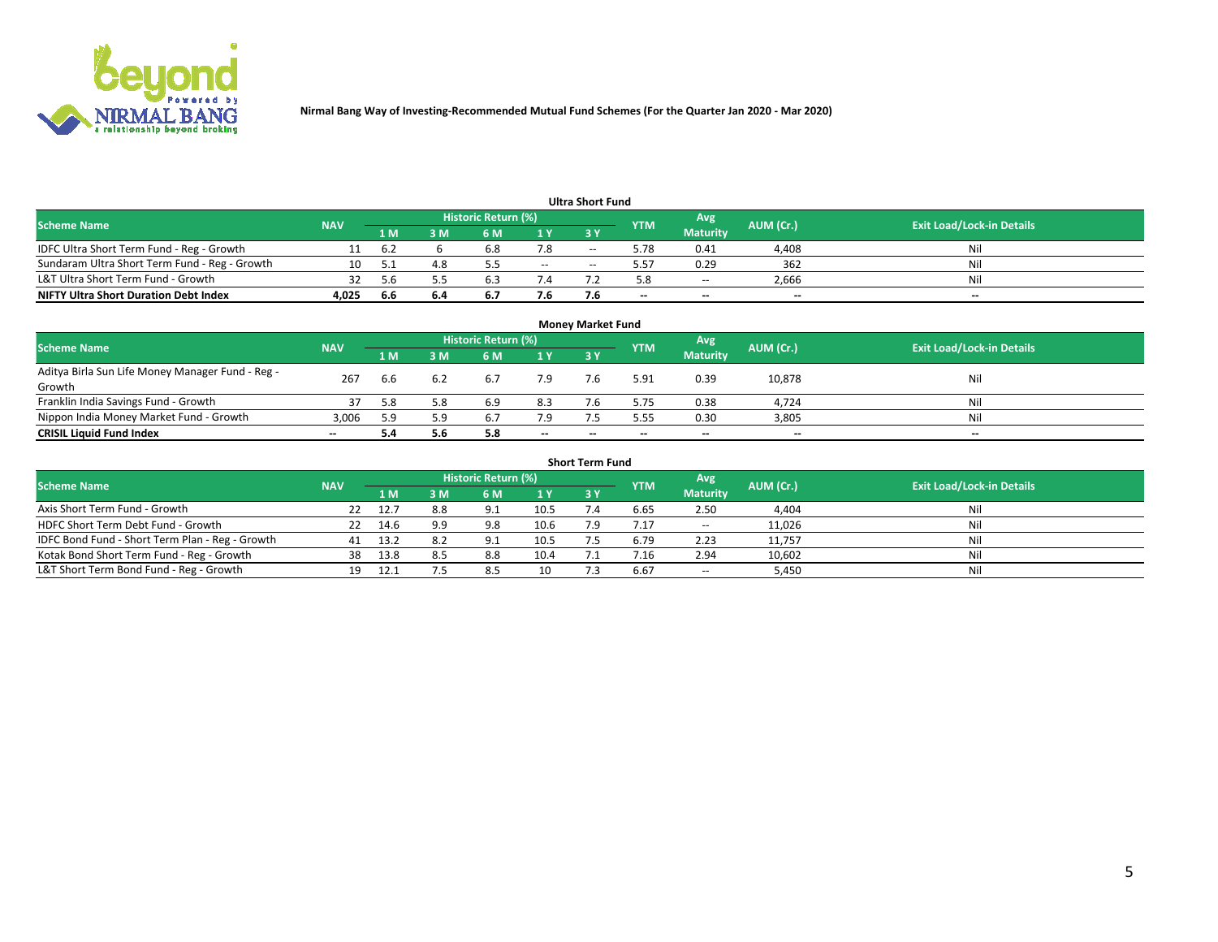Nirmal Bang Way of Investing-Recommended Mutual Fund Schemes (For the Quarter Jan 2020 - Mar 2020)

## Ultra Short Fund

| Scheme Name | NAV | Historic Return (%) | | | | | YTM | Avg Maturity | AUM (Cr.) | Exit Load/Lock-in Details |
|---|---|---|---|---|---|---|---|---|---|---|
| | | 1 M | 3 M | 6 M | 1 Y | 3 Y | | | | |
| IDFC Ultra Short Term Fund - Reg - Growth | 11 | 6.2 | 6 | 6.8 | 7.8 | -- | 5.78 | 0.41 | 4,408 | Nil |
| Sundaram Ultra Short Term Fund - Reg - Growth | 10 | 5.1 | 4.8 | 5.5 | -- | -- | 5.57 | 0.29 | 362 | Nil |
| L&T Ultra Short Term Fund - Growth | 32 | 5.6 | 5.5 | 6.3 | 7.4 | 7.2 | 5.8 | -- | 2,666 | Nil |
| **NIFTY Ultra Short Duration Debt Index** | **4,025** | **6.6** | **6.4** | **6.7** | **7.6** | **7.6** | **--** | **--** | **--** | **--** |

## Money Market Fund

| Scheme Name | NAV | Historic Return (%) | | | | | YTM | Avg Maturity | AUM (Cr.) | Exit Load/Lock-in Details |
|---|---|---|---|---|---|---|---|---|---|---|
| | | 1 M | 3 M | 6 M | 1 Y | 3 Y | | | | |
| Aditya Birla Sun Life Money Manager Fund - Reg - Growth | 267 | 6.6 | 6.2 | 6.7 | 7.9 | 7.6 | 5.91 | 0.39 | 10,878 | Nil |
| Franklin India Savings Fund - Growth | 37 | 5.8 | 5.8 | 6.9 | 8.3 | 7.6 | 5.75 | 0.38 | 4,724 | Nil |
| Nippon India Money Market Fund - Growth | 3,006 | 5.9 | 5.9 | 6.7 | 7.9 | 7.5 | 5.55 | 0.30 | 3,805 | Nil |
| **CRISIL Liquid Fund Index** | **--** | **5.4** | **5.6** | **5.8** | **--** | **--** | **--** | **--** | **--** | **--** |

## Short Term Fund

| Scheme Name | NAV | Historic Return (%) | | | | | YTM | Avg Maturity | AUM (Cr.) | Exit Load/Lock-in Details |
|---|---|---|---|---|---|---|---|---|---|---|
| | | 1 M | 3 M | 6 M | 1 Y | 3 Y | | | | |
| Axis Short Term Fund - Growth | 22 | 12.7 | 8.8 | 9.1 | 10.5 | 7.4 | 6.65 | 2.50 | 4,404 | Nil |
| HDFC Short Term Debt Fund - Growth | 22 | 14.6 | 9.9 | 9.8 | 10.6 | 7.9 | 7.17 | -- | 11,026 | Nil |
| IDFC Bond Fund - Short Term Plan - Reg - Growth | 41 | 13.2 | 8.2 | 9.1 | 10.5 | 7.5 | 6.79 | 2.23 | 11,757 | Nil |
| Kotak Bond Short Term Fund - Reg - Growth | 38 | 13.8 | 8.5 | 8.8 | 10.4 | 7.1 | 7.16 | 2.94 | 10,602 | Nil |
| L&T Short Term Bond Fund - Reg - Growth | 19 | 12.1 | 7.5 | 8.5 | 10 | 7.3 | 6.67 | -- | 5,450 | Nil |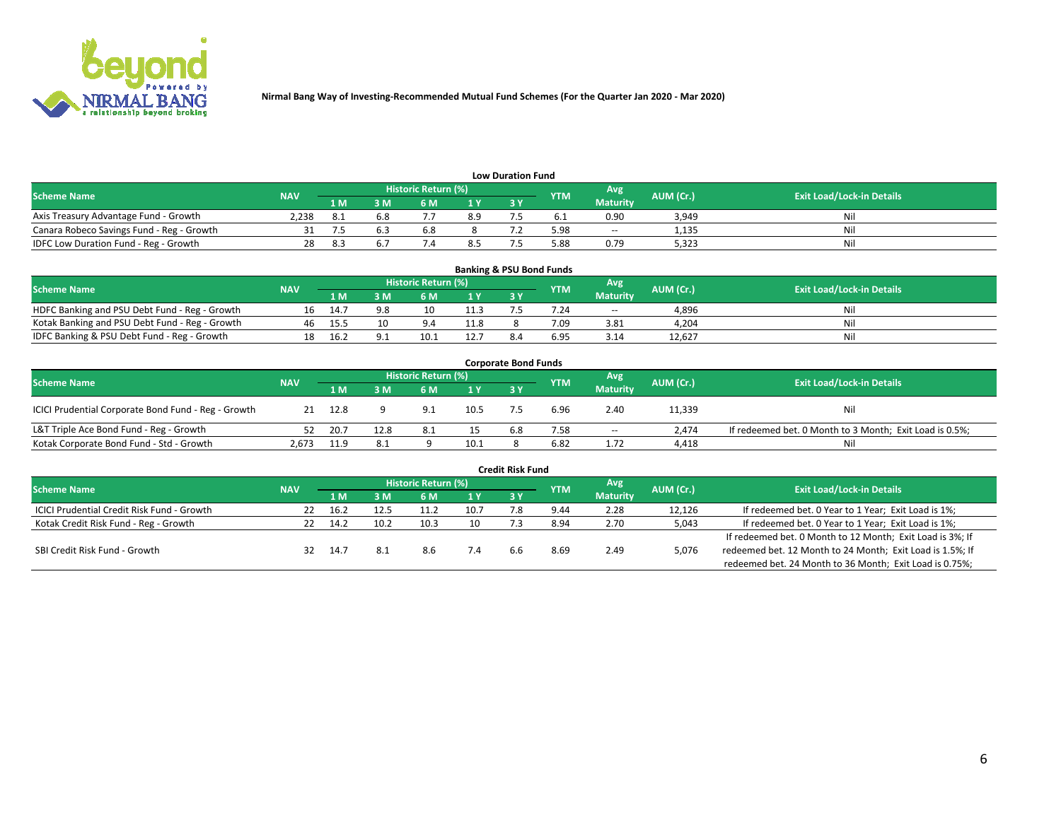**Nirmal Bang Way of Investing-Recommended Mutual Fund Schemes (For the Quarter Jan 2020 - Mar 2020)**

### Low Duration Fund

| Scheme Name | NAV | Historic Return (%) | | | | | YTM | Avg Maturity | AUM (Cr.) | Exit Load/Lock-in Details |
|---|---|---|---|---|---|---|---|---|---|---|
| | | 1 M | 3 M | 6 M | 1 Y | 3 Y | | | | |
| Axis Treasury Advantage Fund - Growth | 2,238 | 8.1 | 6.8 | 7.7 | 8.9 | 7.5 | 6.1 | 0.90 | 3,949 | Nil |
| Canara Robeco Savings Fund - Reg - Growth | 31 | 7.5 | 6.3 | 6.8 | 8 | 7.2 | 5.98 | -- | 1,135 | Nil |
| IDFC Low Duration Fund - Reg - Growth | 28 | 8.3 | 6.7 | 7.4 | 8.5 | 7.5 | 5.88 | 0.79 | 5,323 | Nil |

### Banking & PSU Bond Funds

| Scheme Name | NAV | Historic Return (%) | | | | | YTM | Avg Maturity | AUM (Cr.) | Exit Load/Lock-in Details |
|---|---|---|---|---|---|---|---|---|---|---|
| | | 1 M | 3 M | 6 M | 1 Y | 3 Y | | | | |
| HDFC Banking and PSU Debt Fund - Reg - Growth | 16 | 14.7 | 9.8 | 10 | 11.3 | 7.5 | 7.24 | -- | 4,896 | Nil |
| Kotak Banking and PSU Debt Fund - Reg - Growth | 46 | 15.5 | 10 | 9.4 | 11.8 | 8 | 7.09 | 3.81 | 4,204 | Nil |
| IDFC Banking & PSU Debt Fund - Reg - Growth | 18 | 16.2 | 9.1 | 10.1 | 12.7 | 8.4 | 6.95 | 3.14 | 12,627 | Nil |

### Corporate Bond Funds

| Scheme Name | NAV | Historic Return (%) | | | | | YTM | Avg Maturity | AUM (Cr.) | Exit Load/Lock-in Details |
|---|---|---|---|---|---|---|---|---|---|---|
| | | 1 M | 3 M | 6 M | 1 Y | 3 Y | | | | |
| ICICI Prudential Corporate Bond Fund - Reg - Growth | 21 | 12.8 | 9 | 9.1 | 10.5 | 7.5 | 6.96 | 2.40 | 11,339 | Nil |
| L&T Triple Ace Bond Fund - Reg - Growth | 52 | 20.7 | 12.8 | 8.1 | 15 | 6.8 | 7.58 | -- | 2,474 | If redeemed bet. 0 Month to 3 Month; Exit Load is 0.5%; |
| Kotak Corporate Bond Fund - Std - Growth | 2,673 | 11.9 | 8.1 | 9 | 10.1 | 8 | 6.82 | 1.72 | 4,418 | Nil |

### Credit Risk Fund

| Scheme Name | NAV | Historic Return (%) | | | | | YTM | Avg Maturity | AUM (Cr.) | Exit Load/Lock-in Details |
|---|---|---|---|---|---|---|---|---|---|---|
| | | 1 M | 3 M | 6 M | 1 Y | 3 Y | | | | |
| ICICI Prudential Credit Risk Fund - Growth | 22 | 16.2 | 12.5 | 11.2 | 10.7 | 7.8 | 9.44 | 2.28 | 12,126 | If redeemed bet. 0 Year to 1 Year; Exit Load is 1%; |
| Kotak Credit Risk Fund - Reg - Growth | 22 | 14.2 | 10.2 | 10.3 | 10 | 7.3 | 8.94 | 2.70 | 5,043 | If redeemed bet. 0 Year to 1 Year; Exit Load is 1%; |
| SBI Credit Risk Fund - Growth | 32 | 14.7 | 8.1 | 8.6 | 7.4 | 6.6 | 8.69 | 2.49 | 5,076 | If redeemed bet. 0 Month to 12 Month; Exit Load is 3%; If redeemed bet. 12 Month to 24 Month; Exit Load is 1.5%; If redeemed bet. 24 Month to 36 Month; Exit Load is 0.75%; |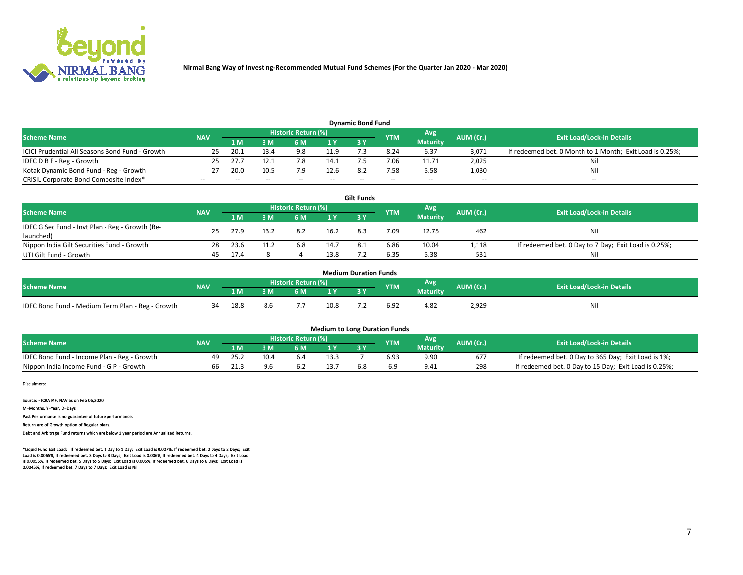# Nirmal Bang Way of Investing-Recommended Mutual Fund Schemes (For the Quarter Jan 2020 - Mar 2020)

## Dynamic Bond Fund

| Scheme Name | NAV | Historic Return (%) | | | | | YTM | Avg Maturity | AUM (Cr.) | Exit Load/Lock-in Details |
|---|---|---|---|---|---|---|---|---|---|---|
| | | 1 M | 3 M | 6 M | 1 Y | 3 Y | | | | |
| ICICI Prudential All Seasons Bond Fund - Growth | 25 | 20.1 | 13.4 | 9.8 | 11.9 | 7.3 | 8.24 | 6.37 | 3,071 | If redeemed bet. 0 Month to 1 Month; Exit Load is 0.25%; |
| IDFC D B F - Reg - Growth | 25 | 27.7 | 12.1 | 7.8 | 14.1 | 7.5 | 7.06 | 11.71 | 2,025 | Nil |
| Kotak Dynamic Bond Fund - Reg - Growth | 27 | 20.0 | 10.5 | 7.9 | 12.6 | 8.2 | 7.58 | 5.58 | 1,030 | Nil |
| CRISIL Corporate Bond Composite Index* | -- | -- | -- | -- | -- | -- | -- | -- | -- | -- |

## Gilt Funds

| Scheme Name | NAV | Historic Return (%) | | | | | YTM | Avg Maturity | AUM (Cr.) | Exit Load/Lock-in Details |
|---|---|---|---|---|---|---|---|---|---|---|
| | | 1 M | 3 M | 6 M | 1 Y | 3 Y | | | | |
| IDFC G Sec Fund - Invt Plan - Reg - Growth (Re-launched) | 25 | 27.9 | 13.2 | 8.2 | 16.2 | 8.3 | 7.09 | 12.75 | 462 | Nil |
| Nippon India Gilt Securities Fund - Growth | 28 | 23.6 | 11.2 | 6.8 | 14.7 | 8.1 | 6.86 | 10.04 | 1,118 | If redeemed bet. 0 Day to 7 Day; Exit Load is 0.25%; |
| UTI Gilt Fund - Growth | 45 | 17.4 | 8 | 4 | 13.8 | 7.2 | 6.35 | 5.38 | 531 | Nil |

## Medium Duration Funds

| Scheme Name | NAV | Historic Return (%) | | | | | YTM | Avg Maturity | AUM (Cr.) | Exit Load/Lock-in Details |
|---|---|---|---|---|---|---|---|---|---|---|
| | | 1 M | 3 M | 6 M | 1 Y | 3 Y | | | | |
| IDFC Bond Fund - Medium Term Plan - Reg - Growth | 34 | 18.8 | 8.6 | 7.7 | 10.8 | 7.2 | 6.92 | 4.82 | 2,929 | Nil |

## Medium to Long Duration Funds

| Scheme Name | NAV | Historic Return (%) | | | | | YTM | Avg Maturity | AUM (Cr.) | Exit Load/Lock-in Details |
|---|---|---|---|---|---|---|---|---|---|---|
| | | 1 M | 3 M | 6 M | 1 Y | 3 Y | | | | |
| IDFC Bond Fund - Income Plan - Reg - Growth | 49 | 25.2 | 10.4 | 6.4 | 13.3 | 7 | 6.93 | 9.90 | 677 | If redeemed bet. 0 Day to 365 Day; Exit Load is 1%; |
| Nippon India Income Fund - G P - Growth | 66 | 21.3 | 9.6 | 6.2 | 13.7 | 6.8 | 6.9 | 9.41 | 298 | If redeemed bet. 0 Day to 15 Day; Exit Load is 0.25%; |

Disclaimers:

Source: - ICRA MF, NAV as on Feb 06,2020

M=Months, Y=Year, D=Days

Past Performance is no guarantee of future performance.

Return are of Growth option of Regular plans.

Debt and Arbitrage Fund returns which are below 1 year period are Annualized Returns.

*Liquid Fund Exit Load: If redeemed bet. 1 Day to 1 Day; Exit Load is 0.007%, If redeemed bet. 2 Days to 2 Days; Exit Load is 0.0065%, If redeemed bet. 3 Days to 3 Days; Exit Load is 0.006%, If redeemed bet. 4 Days to 4 Days; Exit Load is 0.0055%, If redeemed bet. 5 Days to 5 Days; Exit Load is 0.005%, If redeemed bet. 6 Days to 6 Days; Exit Load is 0.0045%, If redeemed bet. 7 Days to 7 Days; Exit Load is Nil